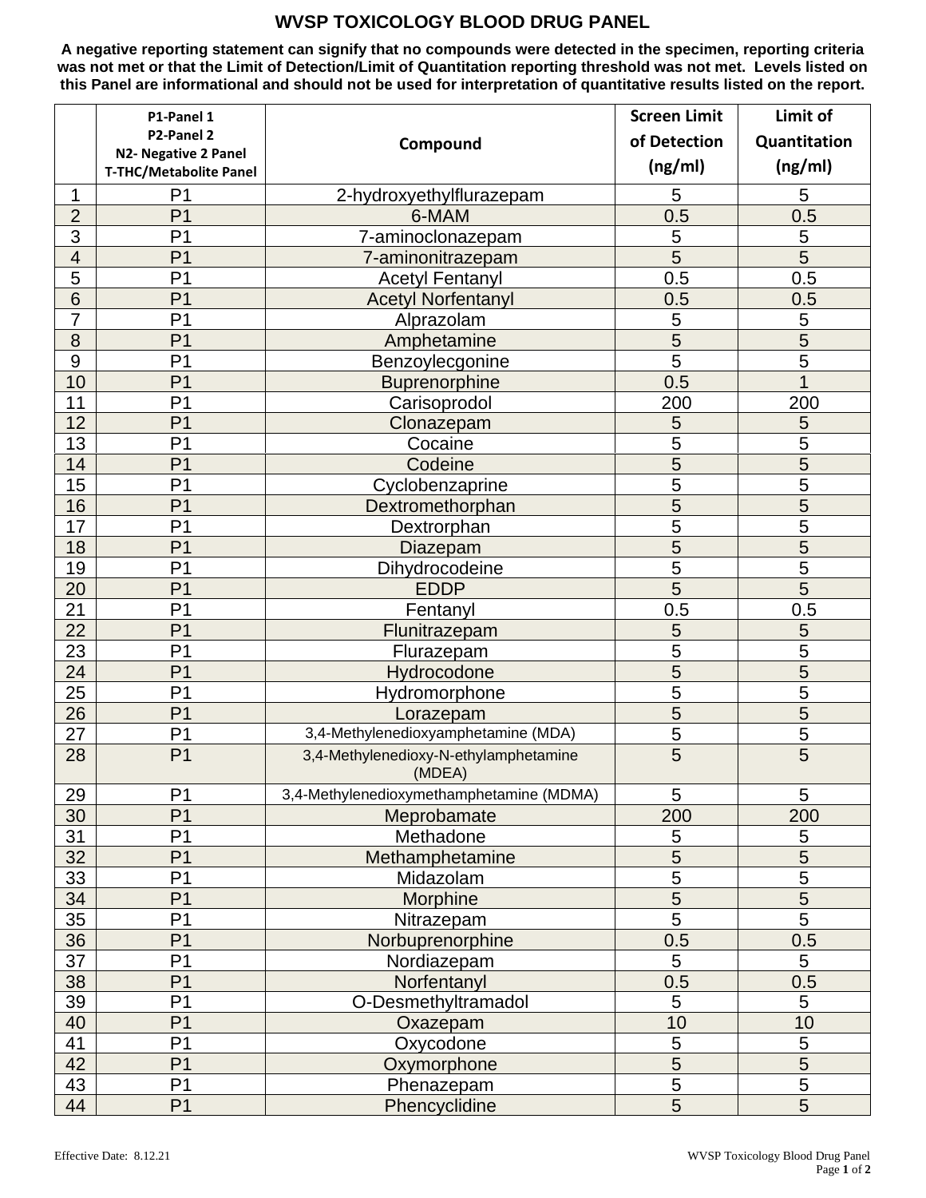# WVSP TOXICOLOGY BLOOD DRUG PANEL

**A negative reporting statement can signify that no compounds were detected in the specimen, reporting criteria was not met or that the Limit of Detection/Limit of Quantitation reporting threshold was not met. Levels listed on this Panel are informational and should not be used for interpretation of quantitative results listed on the report.**

| | P1-Panel 1<br>P2-Panel 2<br>N2- Negative 2 Panel<br>T-THC/Metabolite Panel | Compound | Screen Limit of Detection (ng/ml) | Limit of Quantitation (ng/ml) |
|---|---|---|---|---|
| 1 | P1 | 2-hydroxyethylflurazepam | 5 | 5 |
| 2 | P1 | 6-MAM | 0.5 | 0.5 |
| 3 | P1 | 7-aminoclonazepam | 5 | 5 |
| 4 | P1 | 7-aminonitrazepam | 5 | 5 |
| 5 | P1 | Acetyl Fentanyl | 0.5 | 0.5 |
| 6 | P1 | Acetyl Norfentanyl | 0.5 | 0.5 |
| 7 | P1 | Alprazolam | 5 | 5 |
| 8 | P1 | Amphetamine | 5 | 5 |
| 9 | P1 | Benzoylecgonine | 5 | 5 |
| 10 | P1 | Buprenorphine | 0.5 | 1 |
| 11 | P1 | Carisoprodol | 200 | 200 |
| 12 | P1 | Clonazepam | 5 | 5 |
| 13 | P1 | Cocaine | 5 | 5 |
| 14 | P1 | Codeine | 5 | 5 |
| 15 | P1 | Cyclobenzaprine | 5 | 5 |
| 16 | P1 | Dextromethorphan | 5 | 5 |
| 17 | P1 | Dextrorphan | 5 | 5 |
| 18 | P1 | Diazepam | 5 | 5 |
| 19 | P1 | Dihydrocodeine | 5 | 5 |
| 20 | P1 | EDDP | 5 | 5 |
| 21 | P1 | Fentanyl | 0.5 | 0.5 |
| 22 | P1 | Flunitrazepam | 5 | 5 |
| 23 | P1 | Flurazepam | 5 | 5 |
| 24 | P1 | Hydrocodone | 5 | 5 |
| 25 | P1 | Hydromorphone | 5 | 5 |
| 26 | P1 | Lorazepam | 5 | 5 |
| 27 | P1 | 3,4-Methylenedioxyamphetamine (MDA) | 5 | 5 |
| 28 | P1 | 3,4-Methylenedioxy-N-ethylamphetamine (MDEA) | 5 | 5 |
| 29 | P1 | 3,4-Methylenedioxymethamphetamine (MDMA) | 5 | 5 |
| 30 | P1 | Meprobamate | 200 | 200 |
| 31 | P1 | Methadone | 5 | 5 |
| 32 | P1 | Methamphetamine | 5 | 5 |
| 33 | P1 | Midazolam | 5 | 5 |
| 34 | P1 | Morphine | 5 | 5 |
| 35 | P1 | Nitrazepam | 5 | 5 |
| 36 | P1 | Norbuprenorphine | 0.5 | 0.5 |
| 37 | P1 | Nordiazepam | 5 | 5 |
| 38 | P1 | Norfentanyl | 0.5 | 0.5 |
| 39 | P1 | O-Desmethyltramadol | 5 | 5 |
| 40 | P1 | Oxazepam | 10 | 10 |
| 41 | P1 | Oxycodone | 5 | 5 |
| 42 | P1 | Oxymorphone | 5 | 5 |
| 43 | P1 | Phenazepam | 5 | 5 |
| 44 | P1 | Phencyclidine | 5 | 5 |

Effective Date: 8.12.21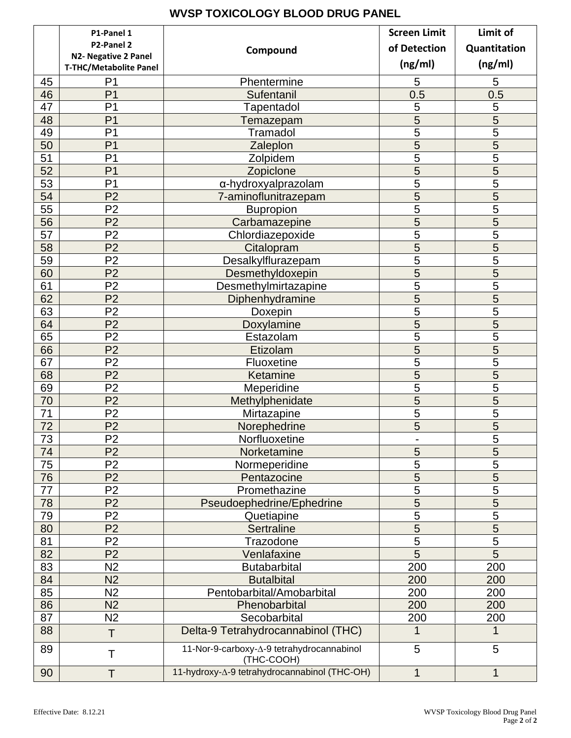# WVSP TOXICOLOGY BLOOD DRUG PANEL

| | P1-Panel 1<br>P2-Panel 2<br>N2- Negative 2 Panel<br>T-THC/Metabolite Panel | Compound | Screen Limit of Detection (ng/ml) | Limit of Quantitation (ng/ml) |
|---|---|---|---|---|
| 45 | P1 | Phentermine | 5 | 5 |
| 46 | P1 | Sufentanil | 0.5 | 0.5 |
| 47 | P1 | Tapentadol | 5 | 5 |
| 48 | P1 | Temazepam | 5 | 5 |
| 49 | P1 | Tramadol | 5 | 5 |
| 50 | P1 | Zaleplon | 5 | 5 |
| 51 | P1 | Zolpidem | 5 | 5 |
| 52 | P1 | Zopiclone | 5 | 5 |
| 53 | P1 | α-hydroxyalprazolam | 5 | 5 |
| 54 | P2 | 7-aminoflunitrazepam | 5 | 5 |
| 55 | P2 | Bupropion | 5 | 5 |
| 56 | P2 | Carbamazepine | 5 | 5 |
| 57 | P2 | Chlordiazepoxide | 5 | 5 |
| 58 | P2 | Citalopram | 5 | 5 |
| 59 | P2 | Desalkylflurazepam | 5 | 5 |
| 60 | P2 | Desmethyldoxepin | 5 | 5 |
| 61 | P2 | Desmethylmirtazapine | 5 | 5 |
| 62 | P2 | Diphenhydramine | 5 | 5 |
| 63 | P2 | Doxepin | 5 | 5 |
| 64 | P2 | Doxylamine | 5 | 5 |
| 65 | P2 | Estazolam | 5 | 5 |
| 66 | P2 | Etizolam | 5 | 5 |
| 67 | P2 | Fluoxetine | 5 | 5 |
| 68 | P2 | Ketamine | 5 | 5 |
| 69 | P2 | Meperidine | 5 | 5 |
| 70 | P2 | Methylphenidate | 5 | 5 |
| 71 | P2 | Mirtazapine | 5 | 5 |
| 72 | P2 | Norephedrine | 5 | 5 |
| 73 | P2 | Norfluoxetine | - | 5 |
| 74 | P2 | Norketamine | 5 | 5 |
| 75 | P2 | Normeperidine | 5 | 5 |
| 76 | P2 | Pentazocine | 5 | 5 |
| 77 | P2 | Promethazine | 5 | 5 |
| 78 | P2 | Pseudoephedrine/Ephedrine | 5 | 5 |
| 79 | P2 | Quetiapine | 5 | 5 |
| 80 | P2 | Sertraline | 5 | 5 |
| 81 | P2 | Trazodone | 5 | 5 |
| 82 | P2 | Venlafaxine | 5 | 5 |
| 83 | N2 | Butabarbital | 200 | 200 |
| 84 | N2 | Butalbital | 200 | 200 |
| 85 | N2 | Pentobarbital/Amobarbital | 200 | 200 |
| 86 | N2 | Phenobarbital | 200 | 200 |
| 87 | N2 | Secobarbital | 200 | 200 |
| 88 | T | Delta-9 Tetrahydrocannabinol (THC) | 1 | 1 |
| 89 | T | 11-Nor-9-carboxy-Δ-9 tetrahydrocannabinol (THC-COOH) | 5 | 5 |
| 90 | T | 11-hydroxy-Δ-9 tetrahydrocannabinol (THC-OH) | 1 | 1 |

Effective Date: 8.12.21